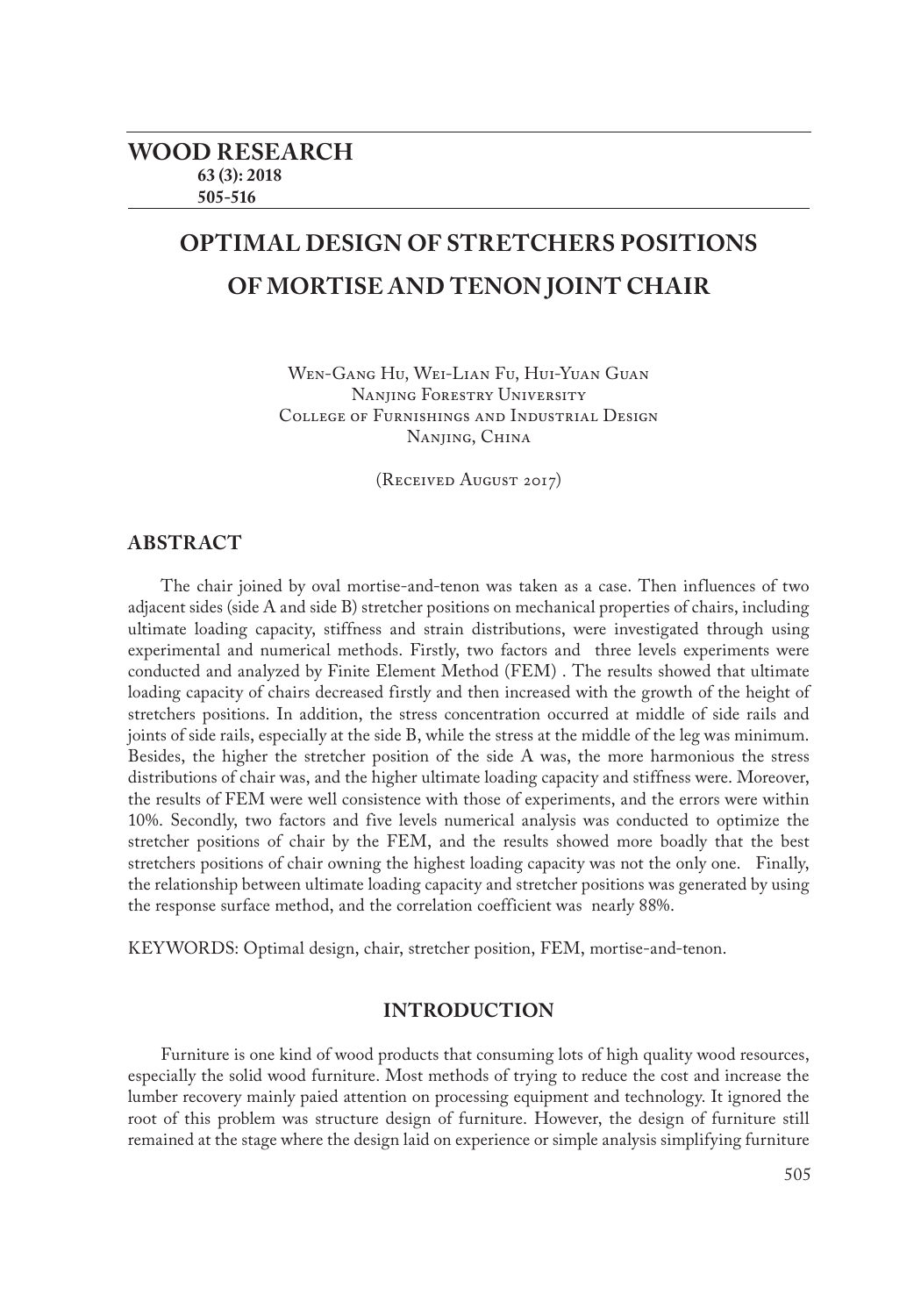# OPTIMAL DESIGN OF STRETCHERS POSITIONS OF MORTISE AND TENON JOINT CHAIR

Wen-Gang Hu, Wei-Lian Fu, Hui-Yuan Guan
Nanjing Forestry University
College of Furnishings and Industrial Design
Nanjing, China

(Received August 2017)

## ABSTRACT

The chair joined by oval mortise-and-tenon was taken as a case. Then influences of two adjacent sides (side A and side B) stretcher positions on mechanical properties of chairs, including ultimate loading capacity, stiffness and strain distributions, were investigated through using experimental and numerical methods. Firstly, two factors and three levels experiments were conducted and analyzed by Finite Element Method (FEM) . The results showed that ultimate loading capacity of chairs decreased firstly and then increased with the growth of the height of stretchers positions. In addition, the stress concentration occurred at middle of side rails and joints of side rails, especially at the side B, while the stress at the middle of the leg was minimum. Besides, the higher the stretcher position of the side A was, the more harmonious the stress distributions of chair was, and the higher ultimate loading capacity and stiffness were. Moreover, the results of FEM were well consistence with those of experiments, and the errors were within 10%. Secondly, two factors and five levels numerical analysis was conducted to optimize the stretcher positions of chair by the FEM, and the results showed more boadly that the best stretchers positions of chair owning the highest loading capacity was not the only one. Finally, the relationship between ultimate loading capacity and stretcher positions was generated by using the response surface method, and the correlation coefficient was nearly 88%.

KEYWORDS: Optimal design, chair, stretcher position, FEM, mortise-and-tenon.

## INTRODUCTION

Furniture is one kind of wood products that consuming lots of high quality wood resources, especially the solid wood furniture. Most methods of trying to reduce the cost and increase the lumber recovery mainly paied attention on processing equipment and technology. It ignored the root of this problem was structure design of furniture. However, the design of furniture still remained at the stage where the design laid on experience or simple analysis simplifying furniture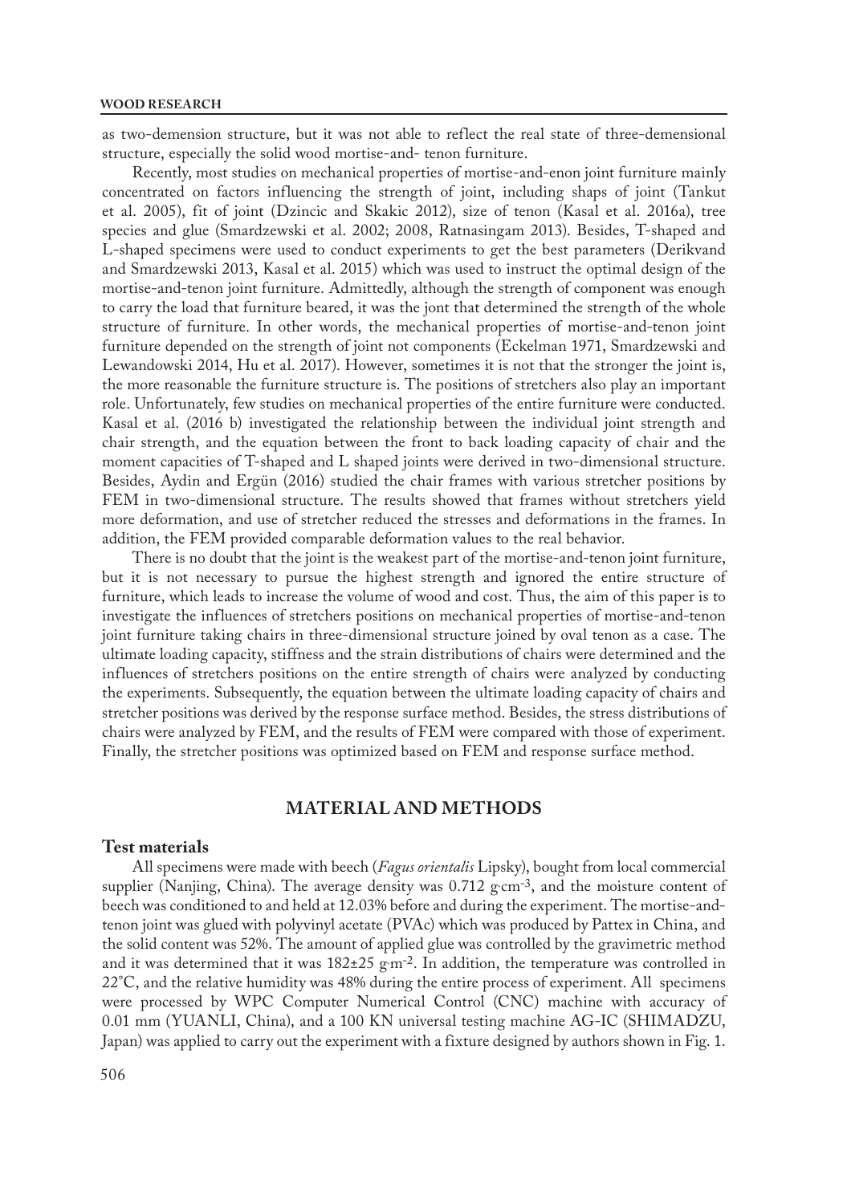as two-demension structure, but it was not able to reflect the real state of three-demensional structure, especially the solid wood mortise-and- tenon furniture.

Recently, most studies on mechanical properties of mortise-and-enon joint furniture mainly concentrated on factors influencing the strength of joint, including shaps of joint (Tankut et al. 2005), fit of joint (Dzincic and Skakic 2012), size of tenon (Kasal et al. 2016a), tree species and glue (Smardzewski et al. 2002; 2008, Ratnasingam 2013). Besides, T-shaped and L-shaped specimens were used to conduct experiments to get the best parameters (Derikvand and Smardzewski 2013, Kasal et al. 2015) which was used to instruct the optimal design of the mortise-and-tenon joint furniture. Admittedly, although the strength of component was enough to carry the load that furniture beared, it was the jont that determined the strength of the whole structure of furniture. In other words, the mechanical properties of mortise-and-tenon joint furniture depended on the strength of joint not components (Eckelman 1971, Smardzewski and Lewandowski 2014, Hu et al. 2017). However, sometimes it is not that the stronger the joint is, the more reasonable the furniture structure is. The positions of stretchers also play an important role. Unfortunately, few studies on mechanical properties of the entire furniture were conducted. Kasal et al. (2016 b) investigated the relationship between the individual joint strength and chair strength, and the equation between the front to back loading capacity of chair and the moment capacities of T-shaped and L shaped joints were derived in two-dimensional structure. Besides, Aydin and Ergün (2016) studied the chair frames with various stretcher positions by FEM in two-dimensional structure. The results showed that frames without stretchers yield more deformation, and use of stretcher reduced the stresses and deformations in the frames. In addition, the FEM provided comparable deformation values to the real behavior.

There is no doubt that the joint is the weakest part of the mortise-and-tenon joint furniture, but it is not necessary to pursue the highest strength and ignored the entire structure of furniture, which leads to increase the volume of wood and cost. Thus, the aim of this paper is to investigate the influences of stretchers positions on mechanical properties of mortise-and-tenon joint furniture taking chairs in three-dimensional structure joined by oval tenon as a case. The ultimate loading capacity, stiffness and the strain distributions of chairs were determined and the influences of stretchers positions on the entire strength of chairs were analyzed by conducting the experiments. Subsequently, the equation between the ultimate loading capacity of chairs and stretcher positions was derived by the response surface method. Besides, the stress distributions of chairs were analyzed by FEM, and the results of FEM were compared with those of experiment. Finally, the stretcher positions was optimized based on FEM and response surface method.

## MATERIAL AND METHODS

### Test materials

All specimens were made with beech (*Fagus orientalis* Lipsky), bought from local commercial supplier (Nanjing, China). The average density was 0.712 $g \cdot cm^{-3}$, and the moisture content of beech was conditioned to and held at 12.03% before and during the experiment. The mortise-and-tenon joint was glued with polyvinyl acetate (PVAc) which was produced by Pattex in China, and the solid content was 52%. The amount of applied glue was controlled by the gravimetric method and it was determined that it was $182 \pm 25$ $g \cdot m^{-2}$. In addition, the temperature was controlled in 22°C, and the relative humidity was 48% during the entire process of experiment. All specimens were processed by WPC Computer Numerical Control (CNC) machine with accuracy of 0.01 mm (YUANLI, China), and a 100 KN universal testing machine AG-IC (SHIMADZU, Japan) was applied to carry out the experiment with a fixture designed by authors shown in Fig. 1.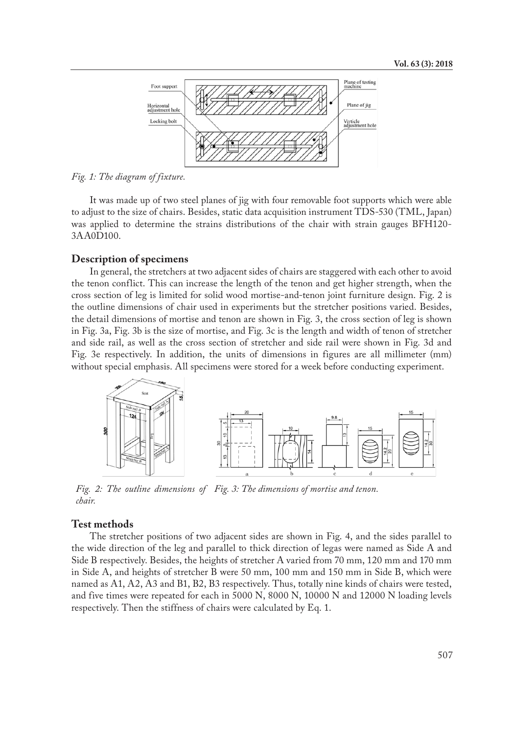Fig. 1: The diagram of fixture.

It was made up of two steel planes of jig with four removable foot supports which were able to adjust to the size of chairs. Besides, static data acquisition instrument TDS-530 (TML, Japan) was applied to determine the strains distributions of the chair with strain gauges BFH120-3AA0D100.

## Description of specimens

In general, the stretchers at two adjacent sides of chairs are staggered with each other to avoid the tenon conflict. This can increase the length of the tenon and get higher strength, when the cross section of leg is limited for solid wood mortise-and-tenon joint furniture design. Fig. 2 is the outline dimensions of chair used in experiments but the stretcher positions varied. Besides, the detail dimensions of mortise and tenon are shown in Fig. 3, the cross section of leg is shown in Fig. 3a, Fig. 3b is the size of mortise, and Fig. 3c is the length and width of tenon of stretcher and side rail, as well as the cross section of stretcher and side rail were shown in Fig. 3d and Fig. 3e respectively. In addition, the units of dimensions in figures are all millimeter (mm) without special emphasis. All specimens were stored for a week before conducting experiment.

Fig. 2: The outline dimensions of chair.

Fig. 3: The dimensions of mortise and tenon.

## Test methods

The stretcher positions of two adjacent sides are shown in Fig. 4, and the sides parallel to the wide direction of the leg and parallel to thick direction of legas were named as Side A and Side B respectively. Besides, the heights of stretcher A varied from 70 mm, 120 mm and 170 mm in Side A, and heights of stretcher B were 50 mm, 100 mm and 150 mm in Side B, which were named as A1, A2, A3 and B1, B2, B3 respectively. Thus, totally nine kinds of chairs were tested, and five times were repeated for each in 5000 N, 8000 N, 10000 N and 12000 N loading levels respectively. Then the stiffness of chairs were calculated by Eq. 1.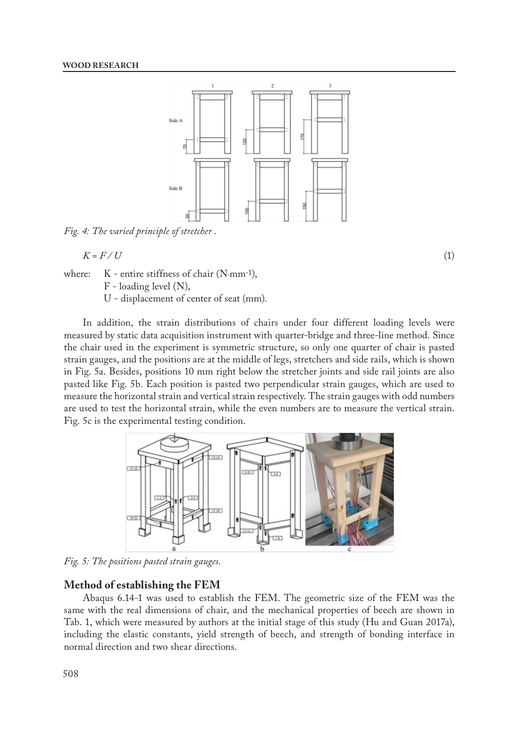*Fig. 4: The varied principle of stretcher .*

$$K = F / U \quad (1)$$

where: K - entire stiffness of chair (N·mm$^{-1}$),
F - loading level (N),
U - displacement of center of seat (mm).

In addition, the strain distributions of chairs under four different loading levels were measured by static data acquisition instrument with quarter-bridge and three-line method. Since the chair used in the experiment is symmetric structure, so only one quarter of chair is pasted strain gauges, and the positions are at the middle of legs, stretchers and side rails, which is shown in Fig. 5a. Besides, positions 10 mm right below the stretcher joints and side rail joints are also pasted like Fig. 5b. Each position is pasted two perpendicular strain gauges, which are used to measure the horizontal strain and vertical strain respectively. The strain gauges with odd numbers are used to test the horizontal strain, while the even numbers are to measure the vertical strain. Fig. 5c is the experimental testing condition.

*Fig. 5: The positions pasted strain gauges.*

## Method of establishing the FEM

Abaqus 6.14-1 was used to establish the FEM. The geometric size of the FEM was the same with the real dimensions of chair, and the mechanical properties of beech are shown in Tab. 1, which were measured by authors at the initial stage of this study (Hu and Guan 2017a), including the elastic constants, yield strength of beech, and strength of bonding interface in normal direction and two shear directions.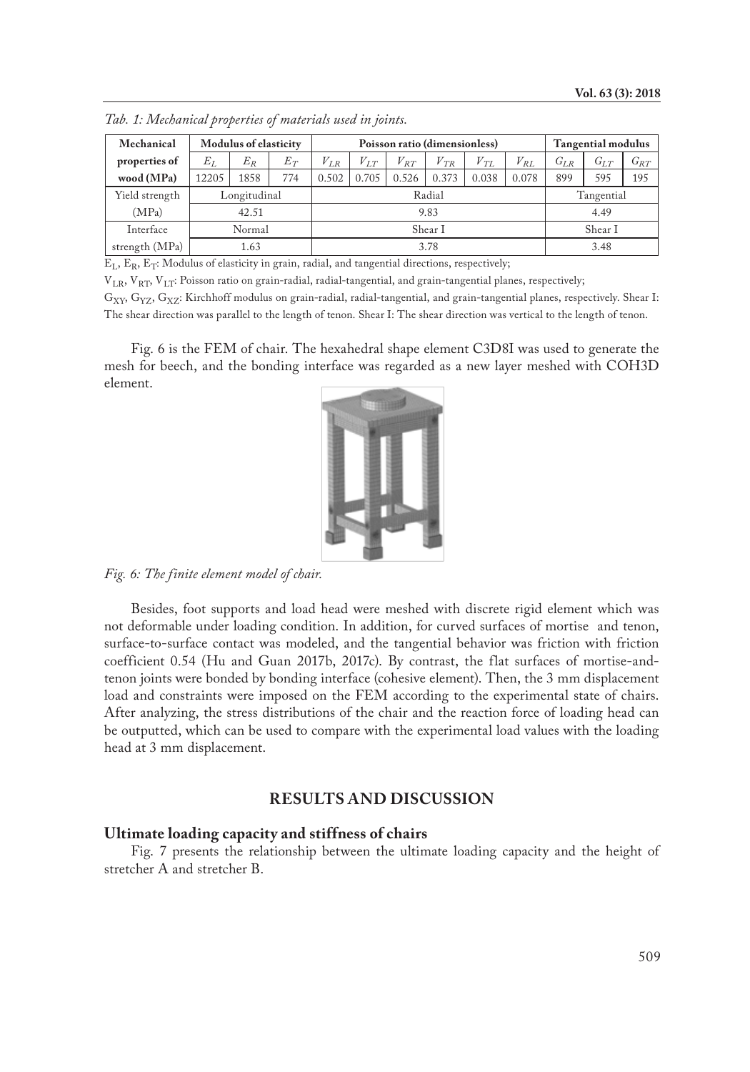*Tab. 1: Mechanical properties of materials used in joints.*

| Mechanical properties of wood (MPa) | Modulus of elasticity | | | Poisson ratio (dimensionless) | | | | | | Tangential modulus | | |
|---|---|---|---|---|---|---|---|---|---|---|---|---|
| | $E_L$ | $E_R$ | $E_T$ | $V_{LR}$ | $V_{LT}$ | $V_{RT}$ | $V_{TR}$ | $V_{TL}$ | $V_{RL}$ | $G_{LR}$ | $G_{LT}$ | $G_{RT}$ |
| | 12205 | 1858 | 774 | 0.502 | 0.705 | 0.526 | 0.373 | 0.038 | 0.078 | 899 | 595 | 195 |
| Yield strength (MPa) | Longitudinal | | | Radial | | | | | | Tangential | | |
| | 42.51 | | | 9.83 | | | | | | 4.49 | | |
| Interface strength (MPa) | Normal | | | Shear I | | | | | | Shear I | | |
| | 1.63 | | | 3.78 | | | | | | 3.48 | | |

$E_L$, $E_R$, $E_T$: Modulus of elasticity in grain, radial, and tangential directions, respectively;

$V_{LR}$, $V_{RT}$, $V_{LT}$: Poisson ratio on grain-radial, radial-tangential, and grain-tangential planes, respectively;

$G_{XY}$, $G_{YZ}$, $G_{XZ}$: Kirchhoff modulus on grain-radial, radial-tangential, and grain-tangential planes, respectively. Shear I: The shear direction was parallel to the length of tenon. Shear I: The shear direction was vertical to the length of tenon.

Fig. 6 is the FEM of chair. The hexahedral shape element C3D8I was used to generate the mesh for beech, and the bonding interface was regarded as a new layer meshed with COH3D element.

*Fig. 6: The finite element model of chair.*

Besides, foot supports and load head were meshed with discrete rigid element which was not deformable under loading condition. In addition, for curved surfaces of mortise and tenon, surface-to-surface contact was modeled, and the tangential behavior was friction with friction coefficient 0.54 (Hu and Guan 2017b, 2017c). By contrast, the flat surfaces of mortise-and-tenon joints were bonded by bonding interface (cohesive element). Then, the 3 mm displacement load and constraints were imposed on the FEM according to the experimental state of chairs. After analyzing, the stress distributions of the chair and the reaction force of loading head can be outputted, which can be used to compare with the experimental load values with the loading head at 3 mm displacement.

## RESULTS AND DISCUSSION

### Ultimate loading capacity and stiffness of chairs

Fig. 7 presents the relationship between the ultimate loading capacity and the height of stretcher A and stretcher B.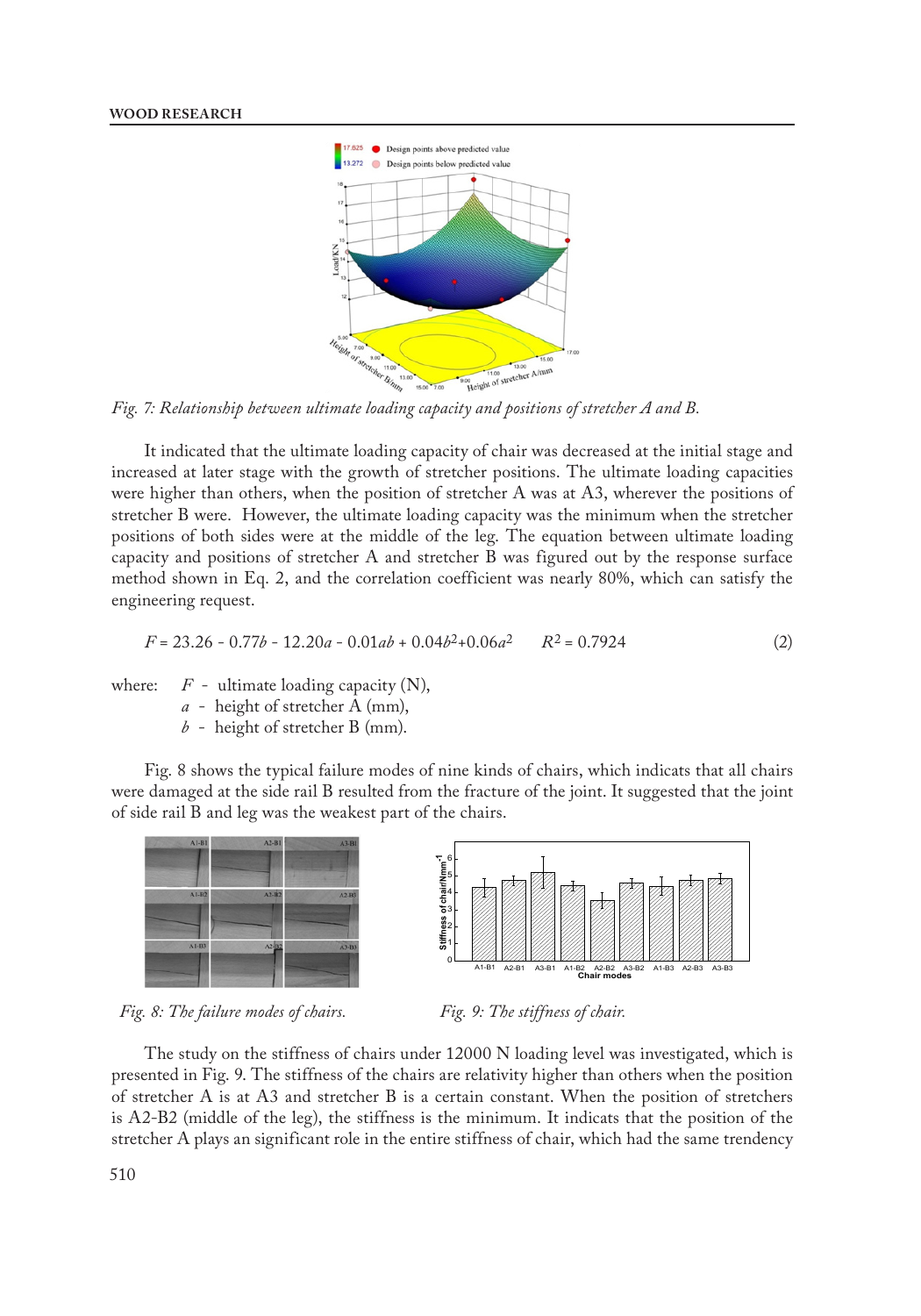*Fig. 7: Relationship between ultimate loading capacity and positions of stretcher A and B.*

It indicated that the ultimate loading capacity of chair was decreased at the initial stage and increased at later stage with the growth of stretcher positions. The ultimate loading capacities were higher than others, when the position of stretcher A was at A3, wherever the positions of stretcher B were. However, the ultimate loading capacity was the minimum when the stretcher positions of both sides were at the middle of the leg. The equation between ultimate loading capacity and positions of stretcher A and stretcher B was figured out by the response surface method shown in Eq. 2, and the correlation coefficient was nearly 80%, which can satisfy the engineering request.

$$F = 23.26 - 0.77b - 12.20a - 0.01ab + 0.04b^2 + 0.06a^2 \qquad R^2 = 0.7924 \tag{2}$$

where: $F$ - ultimate loading capacity (N),
$a$ - height of stretcher A (mm),
$b$ - height of stretcher B (mm).

Fig. 8 shows the typical failure modes of nine kinds of chairs, which indicats that all chairs were damaged at the side rail B resulted from the fracture of the joint. It suggested that the joint of side rail B and leg was the weakest part of the chairs.

*Fig. 8: The failure modes of chairs.*

*Fig. 9: The stiffness of chair.*

The study on the stiffness of chairs under 12000 N loading level was investigated, which is presented in Fig. 9. The stiffness of the chairs are relativity higher than others when the position of stretcher A is at A3 and stretcher B is a certain constant. When the position of stretchers is A2-B2 (middle of the leg), the stiffness is the minimum. It indicats that the position of the stretcher A plays an significant role in the entire stiffness of chair, which had the same trendency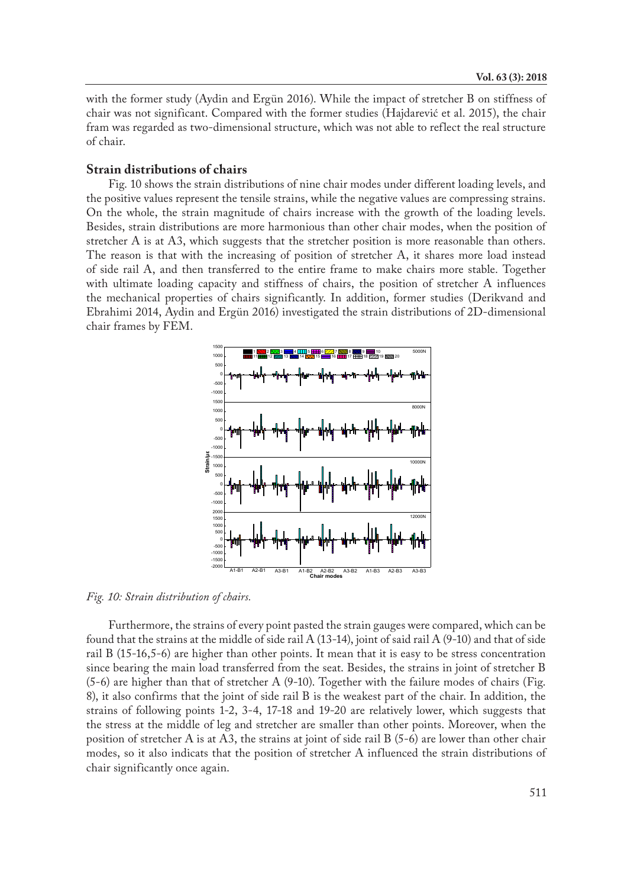with the former study (Aydin and Ergün 2016). While the impact of stretcher B on stiffness of chair was not significant. Compared with the former studies (Hajdarević et al. 2015), the chair fram was regarded as two-dimensional structure, which was not able to reflect the real structure of chair.

## Strain distributions of chairs

Fig. 10 shows the strain distributions of nine chair modes under different loading levels, and the positive values represent the tensile strains, while the negative values are compressing strains. On the whole, the strain magnitude of chairs increase with the growth of the loading levels. Besides, strain distributions are more harmonious than other chair modes, when the position of stretcher A is at A3, which suggests that the stretcher position is more reasonable than others. The reason is that with the increasing of position of stretcher A, it shares more load instead of side rail A, and then transferred to the entire frame to make chairs more stable. Together with ultimate loading capacity and stiffness of chairs, the position of stretcher A influences the mechanical properties of chairs significantly. In addition, former studies (Derikvand and Ebrahimi 2014, Aydin and Ergün 2016) investigated the strain distributions of 2D-dimensional chair frames by FEM.

*Fig. 10: Strain distribution of chairs.*

Furthermore, the strains of every point pasted the strain gauges were compared, which can be found that the strains at the middle of side rail A (13-14), joint of said rail A (9-10) and that of side rail B (15-16,5-6) are higher than other points. It mean that it is easy to be stress concentration since bearing the main load transferred from the seat. Besides, the strains in joint of stretcher B (5-6) are higher than that of stretcher A (9-10). Together with the failure modes of chairs (Fig. 8), it also confirms that the joint of side rail B is the weakest part of the chair. In addition, the strains of following points 1-2, 3-4, 17-18 and 19-20 are relatively lower, which suggests that the stress at the middle of leg and stretcher are smaller than other points. Moreover, when the position of stretcher A is at A3, the strains at joint of side rail B (5-6) are lower than other chair modes, so it also indicats that the position of stretcher A influenced the strain distributions of chair significantly once again.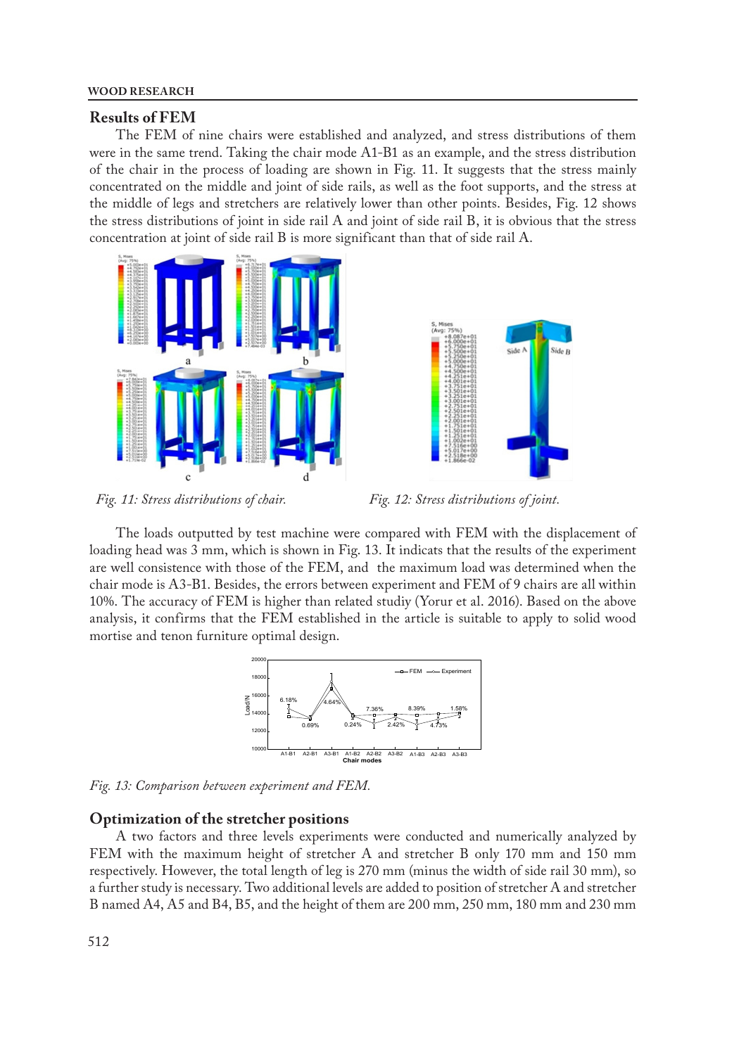## Results of FEM

The FEM of nine chairs were established and analyzed, and stress distributions of them were in the same trend. Taking the chair mode A1-B1 as an example, and the stress distribution of the chair in the process of loading are shown in Fig. 11. It suggests that the stress mainly concentrated on the middle and joint of side rails, as well as the foot supports, and the stress at the middle of legs and stretchers are relatively lower than other points. Besides, Fig. 12 shows the stress distributions of joint in side rail A and joint of side rail B, it is obvious that the stress concentration at joint of side rail B is more significant than that of side rail A.

*Fig. 11: Stress distributions of chair.*

*Fig. 12: Stress distributions of joint.*

The loads outputted by test machine were compared with FEM with the displacement of loading head was 3 mm, which is shown in Fig. 13. It indicats that the results of the experiment are well consistence with those of the FEM, and the maximum load was determined when the chair mode is A3-B1. Besides, the errors between experiment and FEM of 9 chairs are all within 10%. The accuracy of FEM is higher than related studiy (Yorur et al. 2016). Based on the above analysis, it confirms that the FEM established in the article is suitable to apply to solid wood mortise and tenon furniture optimal design.

*Fig. 13: Comparison between experiment and FEM.*

## Optimization of the stretcher positions

A two factors and three levels experiments were conducted and numerically analyzed by FEM with the maximum height of stretcher A and stretcher B only 170 mm and 150 mm respectively. However, the total length of leg is 270 mm (minus the width of side rail 30 mm), so a further study is necessary. Two additional levels are added to position of stretcher A and stretcher B named A4, A5 and B4, B5, and the height of them are 200 mm, 250 mm, 180 mm and 230 mm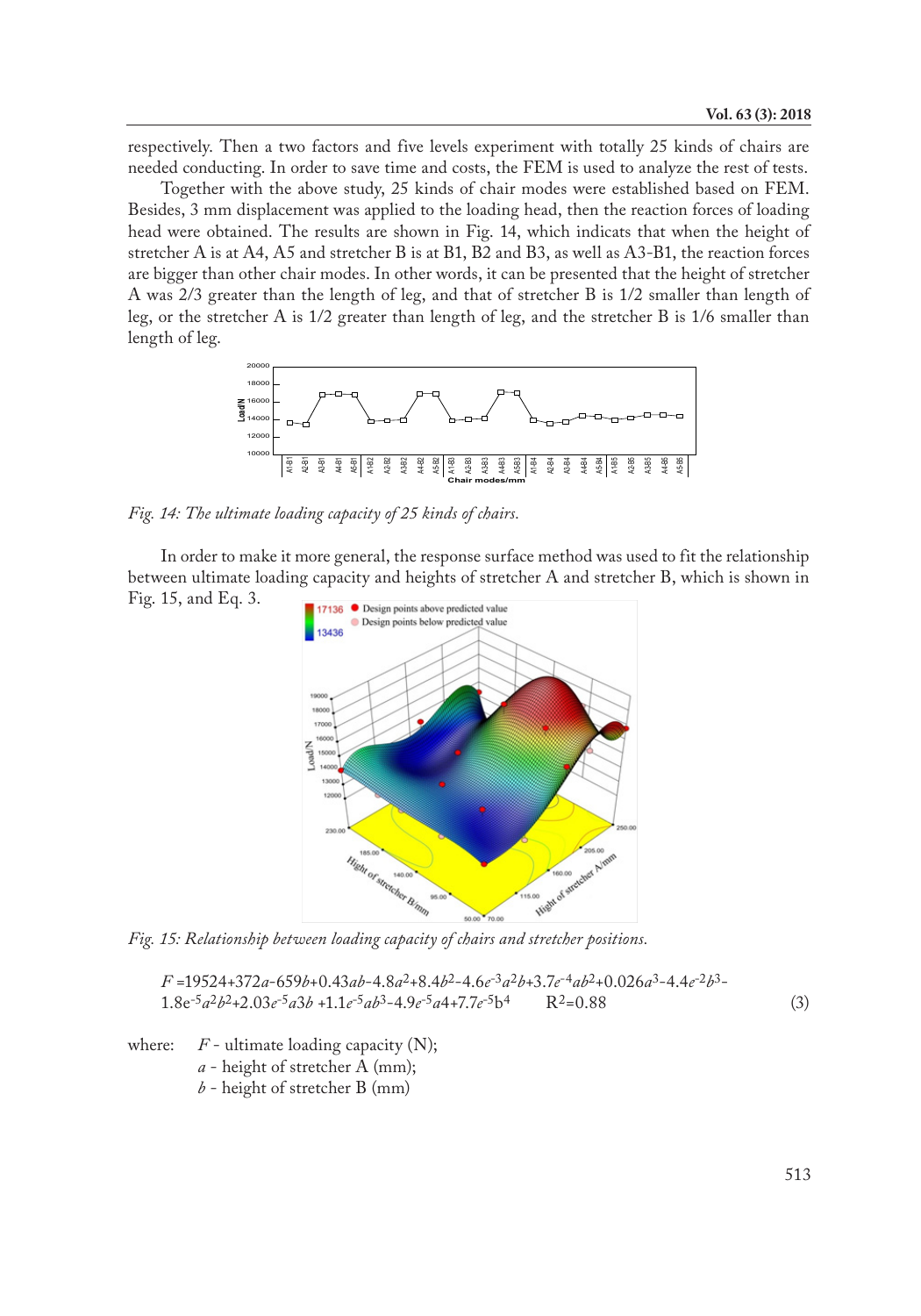respectively. Then a two factors and five levels experiment with totally 25 kinds of chairs are needed conducting. In order to save time and costs, the FEM is used to analyze the rest of tests.

Together with the above study, 25 kinds of chair modes were established based on FEM. Besides, 3 mm displacement was applied to the loading head, then the reaction forces of loading head were obtained. The results are shown in Fig. 14, which indicates that when the height of stretcher A is at A4, A5 and stretcher B is at B1, B2 and B3, as well as A3-B1, the reaction forces are bigger than other chair modes. In other words, it can be presented that the height of stretcher A was 2/3 greater than the length of leg, and that of stretcher B is 1/2 smaller than length of leg, or the stretcher A is 1/2 greater than length of leg, and the stretcher B is 1/6 smaller than length of leg.

*Fig. 14: The ultimate loading capacity of 25 kinds of chairs.*

In order to make it more general, the response surface method was used to fit the relationship between ultimate loading capacity and heights of stretcher A and stretcher B, which is shown in Fig. 15, and Eq. 3.

*Fig. 15: Relationship between loading capacity of chairs and stretcher positions.*

$$F = 19524 + 372a - 659b + 0.43ab - 4.8a^2 + 8.4b^2 - 4.6e^{-3}a^2b + 3.7e^{-4}ab^2 + 0.026a^3 - 4.4e^{-2}b^3 - 1.8e^{-5}a^2b^2 + 2.03e^{-5}a3b + 1.1e^{-5}ab^3 - 4.9e^{-5}a4 + 7.7e^{-5}b^4 \qquad R^2 = 0.88 \tag{3}$$

where: $F$ - ultimate loading capacity (N);
$a$ - height of stretcher A (mm);
$b$ - height of stretcher B (mm)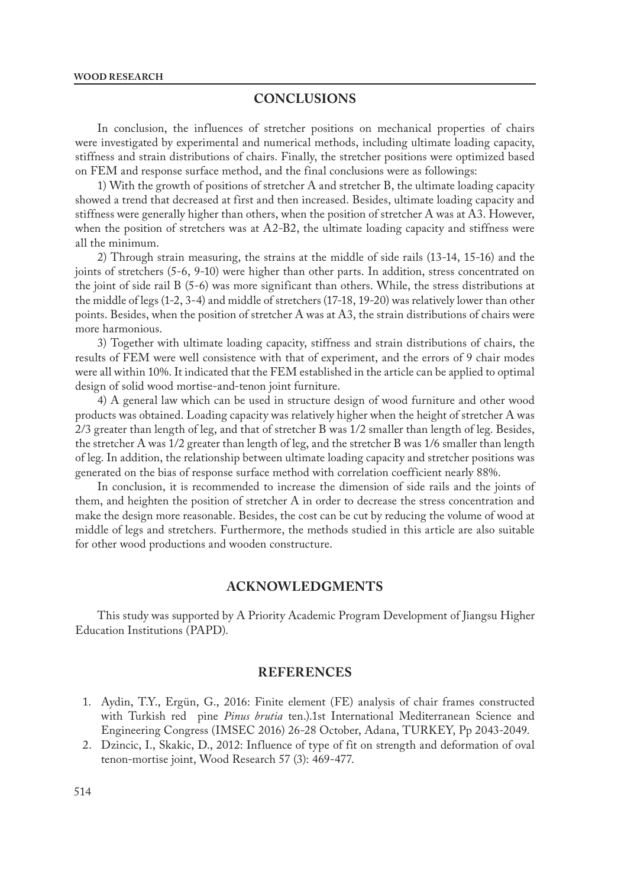## CONCLUSIONS

In conclusion, the influences of stretcher positions on mechanical properties of chairs were investigated by experimental and numerical methods, including ultimate loading capacity, stiffness and strain distributions of chairs. Finally, the stretcher positions were optimized based on FEM and response surface method, and the final conclusions were as followings:

1) With the growth of positions of stretcher A and stretcher B, the ultimate loading capacity showed a trend that decreased at first and then increased. Besides, ultimate loading capacity and stiffness were generally higher than others, when the position of stretcher A was at A3. However, when the position of stretchers was at A2-B2, the ultimate loading capacity and stiffness were all the minimum.

2) Through strain measuring, the strains at the middle of side rails (13-14, 15-16) and the joints of stretchers (5-6, 9-10) were higher than other parts. In addition, stress concentrated on the joint of side rail B (5-6) was more significant than others. While, the stress distributions at the middle of legs (1-2, 3-4) and middle of stretchers (17-18, 19-20) was relatively lower than other points. Besides, when the position of stretcher A was at A3, the strain distributions of chairs were more harmonious.

3) Together with ultimate loading capacity, stiffness and strain distributions of chairs, the results of FEM were well consistence with that of experiment, and the errors of 9 chair modes were all within 10%. It indicated that the FEM established in the article can be applied to optimal design of solid wood mortise-and-tenon joint furniture.

4) A general law which can be used in structure design of wood furniture and other wood products was obtained. Loading capacity was relatively higher when the height of stretcher A was 2/3 greater than length of leg, and that of stretcher B was 1/2 smaller than length of leg. Besides, the stretcher A was 1/2 greater than length of leg, and the stretcher B was 1/6 smaller than length of leg. In addition, the relationship between ultimate loading capacity and stretcher positions was generated on the bias of response surface method with correlation coefficient nearly 88%.

In conclusion, it is recommended to increase the dimension of side rails and the joints of them, and heighten the position of stretcher A in order to decrease the stress concentration and make the design more reasonable. Besides, the cost can be cut by reducing the volume of wood at middle of legs and stretchers. Furthermore, the methods studied in this article are also suitable for other wood productions and wooden constructure.

## ACKNOWLEDGMENTS

This study was supported by A Priority Academic Program Development of Jiangsu Higher Education Institutions (PAPD).

## REFERENCES

1. Aydin, T.Y., Ergün, G., 2016: Finite element (FE) analysis of chair frames constructed with Turkish red pine *Pinus brutia* ten.).1st International Mediterranean Science and Engineering Congress (IMSEC 2016) 26-28 October, Adana, TURKEY, Pp 2043-2049.
2. Dzincic, I., Skakic, D., 2012: Influence of type of fit on strength and deformation of oval tenon-mortise joint, Wood Research 57 (3): 469-477.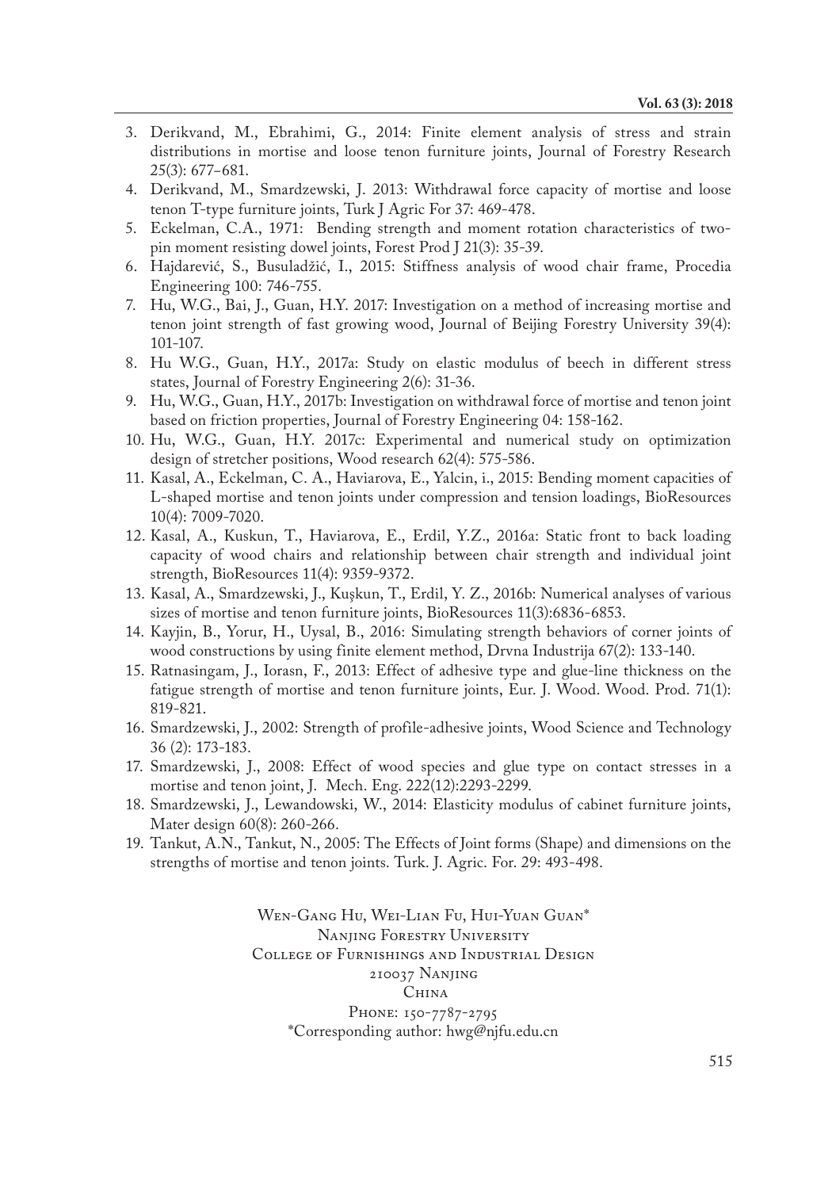3. Derikvand, M., Ebrahimi, G., 2014: Finite element analysis of stress and strain distributions in mortise and loose tenon furniture joints, Journal of Forestry Research 25(3): 677–681.
4. Derikvand, M., Smardzewski, J. 2013: Withdrawal force capacity of mortise and loose tenon T-type furniture joints, Turk J Agric For 37: 469-478.
5. Eckelman, C.A., 1971: Bending strength and moment rotation characteristics of two-pin moment resisting dowel joints, Forest Prod J 21(3): 35-39.
6. Hajdarević, S., Busuladžić, I., 2015: Stiffness analysis of wood chair frame, Procedia Engineering 100: 746-755.
7. Hu, W.G., Bai, J., Guan, H.Y. 2017: Investigation on a method of increasing mortise and tenon joint strength of fast growing wood, Journal of Beijing Forestry University 39(4): 101-107.
8. Hu W.G., Guan, H.Y., 2017a: Study on elastic modulus of beech in different stress states, Journal of Forestry Engineering 2(6): 31-36.
9. Hu, W.G., Guan, H.Y., 2017b: Investigation on withdrawal force of mortise and tenon joint based on friction properties, Journal of Forestry Engineering 04: 158-162.
10. Hu, W.G., Guan, H.Y. 2017c: Experimental and numerical study on optimization design of stretcher positions, Wood research 62(4): 575-586.
11. Kasal, A., Eckelman, C. A., Haviarova, E., Yalcin, i., 2015: Bending moment capacities of L-shaped mortise and tenon joints under compression and tension loadings, BioResources 10(4): 7009-7020.
12. Kasal, A., Kuskun, T., Haviarova, E., Erdil, Y.Z., 2016a: Static front to back loading capacity of wood chairs and relationship between chair strength and individual joint strength, BioResources 11(4): 9359-9372.
13. Kasal, A., Smardzewski, J., Kuşkun, T., Erdil, Y. Z., 2016b: Numerical analyses of various sizes of mortise and tenon furniture joints, BioResources 11(3):6836-6853.
14. Kayjin, B., Yorur, H., Uysal, B., 2016: Simulating strength behaviors of corner joints of wood constructions by using finite element method, Drvna Industrija 67(2): 133-140.
15. Ratnasingam, J., Iorasn, F., 2013: Effect of adhesive type and glue-line thickness on the fatigue strength of mortise and tenon furniture joints, Eur. J. Wood. Wood. Prod. 71(1): 819-821.
16. Smardzewski, J., 2002: Strength of profile-adhesive joints, Wood Science and Technology 36 (2): 173-183.
17. Smardzewski, J., 2008: Effect of wood species and glue type on contact stresses in a mortise and tenon joint, J. Mech. Eng. 222(12):2293-2299.
18. Smardzewski, J., Lewandowski, W., 2014: Elasticity modulus of cabinet furniture joints, Mater design 60(8): 260-266.
19. Tankut, A.N., Tankut, N., 2005: The Effects of Joint forms (Shape) and dimensions on the strengths of mortise and tenon joints. Turk. J. Agric. For. 29: 493-498.

Wen-Gang Hu, Wei-Lian Fu, Hui-Yuan Guan*  
Nanjing Forestry University  
College of Furnishings and Industrial Design  
210037 Nanjing  
China  
Phone: 150-7787-2795  
*Corresponding author: hwg@njfu.edu.cn